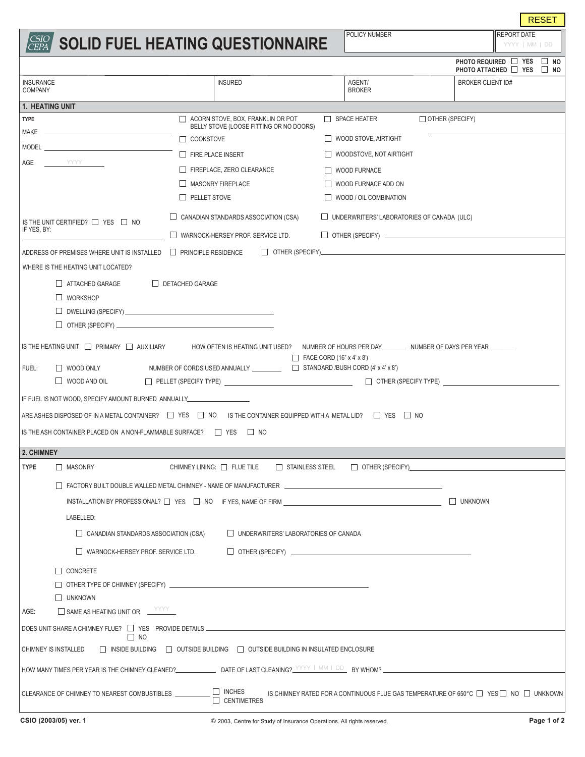RESET

# SOLID FUEL HEATING QUESTIONNAIRE

CSIO CEPA

| POLICY NUMBER | REPORT DATE YYYY \| MM \| DD |
|---|---|

PHOTO REQUIRED ☐ YES ☐ NO
PHOTO ATTACHED ☐ YES ☐ NO

| INSURANCE COMPANY | INSURED | AGENT/ BROKER | BROKER CLIENT ID# |
|---|---|---|---|
| | | | |

## 1. HEATING UNIT

**TYPE**

MAKE ______________

MODEL ______________

AGE YYYY

- ☐ ACORN STOVE, BOX, FRANKLIN OR POT BELLY STOVE (LOOSE FITTING OR NO DOORS)
- ☐ COOKSTOVE
- ☐ FIRE PLACE INSERT
- ☐ FIREPLACE, ZERO CLEARANCE
- ☐ MASONRY FIREPLACE
- ☐ PELLET STOVE
- ☐ SPACE HEATER
- ☐ WOOD STOVE, AIRTIGHT
- ☐ WOODSTOVE, NOT AIRTIGHT
- ☐ WOOD FURNACE
- ☐ WOOD FURNACE ADD ON
- ☐ WOOD / OIL COMBINATION
- ☐ OTHER (SPECIFY) ______________

IS THE UNIT CERTIFIED? ☐ YES ☐ NO
IF YES, BY:

- ☐ CANADIAN STANDARDS ASSOCIATION (CSA)
- ☐ UNDERWRITERS' LABORATORIES OF CANADA (ULC)
- ☐ WARNOCK-HERSEY PROF. SERVICE LTD.
- ☐ OTHER (SPECIFY) ______________

ADDRESS OF PREMISES WHERE UNIT IS INSTALLED ☐ PRINCIPLE RESIDENCE ☐ OTHER (SPECIFY) ______________

WHERE IS THE HEATING UNIT LOCATED?

- ☐ ATTACHED GARAGE ☐ DETACHED GARAGE
- ☐ WORKSHOP
- ☐ DWELLING (SPECIFY) ______________
- ☐ OTHER (SPECIFY) ______________

IS THE HEATING UNIT ☐ PRIMARY ☐ AUXILIARY HOW OFTEN IS HEATING UNIT USED? NUMBER OF HOURS PER DAY______ NUMBER OF DAYS PER YEAR______

FUEL: ☐ WOOD ONLY NUMBER OF CORDS USED ANNUALLY ________ ☐ FACE CORD (16" x 4' x 8') ☐ STANDARD /BUSH CORD (4' x 4' x 8')

☐ WOOD AND OIL ☐ PELLET (SPECIFY TYPE) ______________ ☐ OTHER (SPECIFY TYPE) ______________

IF FUEL IS NOT WOOD, SPECIFY AMOUNT BURNED ANNUALLY______________

ARE ASHES DISPOSED OF IN A METAL CONTAINER? ☐ YES ☐ NO IS THE CONTAINER EQUIPPED WITH A METAL LID? ☐ YES ☐ NO

IS THE ASH CONTAINER PLACED ON A NON-FLAMMABLE SURFACE? ☐ YES ☐ NO

## 2. CHIMNEY

**TYPE** ☐ MASONRY CHIMNEY LINING: ☐ FLUE TILE ☐ STAINLESS STEEL ☐ OTHER (SPECIFY)______________

☐ FACTORY BUILT DOUBLE WALLED METAL CHIMNEY - NAME OF MANUFACTURER ______________

INSTALLATION BY PROFESSIONAL? ☐ YES ☐ NO IF YES, NAME OF FIRM ______________ ☐ UNKNOWN

LABELLED:

- ☐ CANADIAN STANDARDS ASSOCIATION (CSA)
- ☐ UNDERWRITERS' LABORATORIES OF CANADA
- ☐ WARNOCK-HERSEY PROF. SERVICE LTD.
- ☐ OTHER (SPECIFY) ______________

☐ CONCRETE

☐ OTHER TYPE OF CHIMNEY (SPECIFY) ______________

☐ UNKNOWN

AGE: ☐ SAME AS HEATING UNIT OR YYYY

DOES UNIT SHARE A CHIMNEY FLUE? ☐ YES PROVIDE DETAILS ______________
☐ NO

CHIMNEY IS INSTALLED ☐ INSIDE BUILDING ☐ OUTSIDE BUILDING ☐ OUTSIDE BUILDING IN INSULATED ENCLOSURE

HOW MANY TIMES PER YEAR IS THE CHIMNEY CLEANED?__________ DATE OF LAST CLEANING? YYYY | MM | DD BY WHOM? ______________

CLEARANCE OF CHIMNEY TO NEAREST COMBUSTIBLES ________ ☐ INCHES ☐ CENTIMETRES IS CHIMNEY RATED FOR A CONTINUOUS FLUE GAS TEMPERATURE OF 650°C ☐ YES ☐ NO ☐ UNKNOWN

CSIO (2003/05) ver. 1

© 2003, Centre for Study of Insurance Operations. All rights reserved.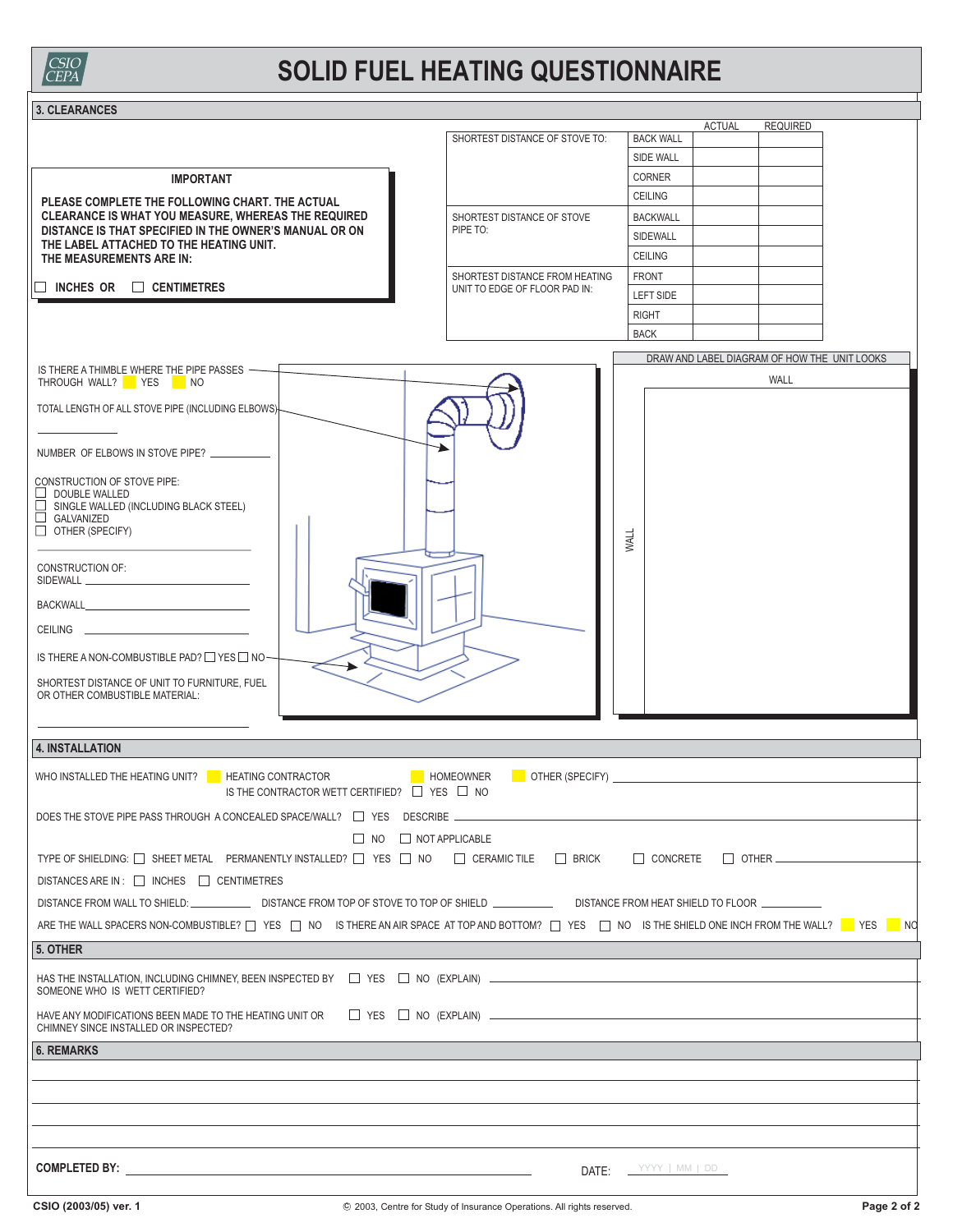# SOLID FUEL HEATING QUESTIONNAIRE

## 3. CLEARANCES

**IMPORTANT**

**PLEASE COMPLETE THE FOLLOWING CHART. THE ACTUAL CLEARANCE IS WHAT YOU MEASURE, WHEREAS THE REQUIRED DISTANCE IS THAT SPECIFIED IN THE OWNER'S MANUAL OR ON THE LABEL ATTACHED TO THE HEATING UNIT. THE MEASUREMENTS ARE IN:**

☐ **INCHES OR** ☐ **CENTIMETRES**

| | | ACTUAL | REQUIRED |
|---|---|---|---|
| SHORTEST DISTANCE OF STOVE TO: | BACK WALL | | |
| | SIDE WALL | | |
| | CORNER | | |
| | CEILING | | |
| SHORTEST DISTANCE OF STOVE PIPE TO: | BACKWALL | | |
| | SIDEWALL | | |
| | CEILING | | |
| SHORTEST DISTANCE FROM HEATING UNIT TO EDGE OF FLOOR PAD IN: | FRONT | | |
| | LEFT SIDE | | |
| | RIGHT | | |
| | BACK | | |

IS THERE A THIMBLE WHERE THE PIPE PASSES THROUGH WALL? ☐ YES ☐ NO

TOTAL LENGTH OF ALL STOVE PIPE (INCLUDING ELBOWS) ______________

NUMBER OF ELBOWS IN STOVE PIPE? ______________

CONSTRUCTION OF STOVE PIPE:
- ☐ DOUBLE WALLED
- ☐ SINGLE WALLED (INCLUDING BLACK STEEL)
- ☐ GALVANIZED
- ☐ OTHER (SPECIFY) ______________

CONSTRUCTION OF:
SIDEWALL ______________

BACKWALL ______________

CEILING ______________

IS THERE A NON-COMBUSTIBLE PAD? ☐ YES ☐ NO

SHORTEST DISTANCE OF UNIT TO FURNITURE, FUEL OR OTHER COMBUSTIBLE MATERIAL: ______________

DRAW AND LABEL DIAGRAM OF HOW THE UNIT LOOKS

WALL

WALL

## 4. INSTALLATION

WHO INSTALLED THE HEATING UNIT? ☐ HEATING CONTRACTOR ☐ HOMEOWNER ☐ OTHER (SPECIFY) ______________

IS THE CONTRACTOR WETT CERTIFIED? ☐ YES ☐ NO

DOES THE STOVE PIPE PASS THROUGH A CONCEALED SPACE/WALL? ☐ YES DESCRIBE ______________ ☐ NO ☐ NOT APPLICABLE

TYPE OF SHIELDING: ☐ SHEET METAL PERMANENTLY INSTALLED? ☐ YES ☐ NO ☐ CERAMIC TILE ☐ BRICK ☐ CONCRETE ☐ OTHER ______________

DISTANCES ARE IN : ☐ INCHES ☐ CENTIMETRES

DISTANCE FROM WALL TO SHIELD: __________ DISTANCE FROM TOP OF STOVE TO TOP OF SHIELD __________ DISTANCE FROM HEAT SHIELD TO FLOOR __________

ARE THE WALL SPACERS NON-COMBUSTIBLE? ☐ YES ☐ NO IS THERE AN AIR SPACE AT TOP AND BOTTOM? ☐ YES ☐ NO IS THE SHIELD ONE INCH FROM THE WALL? ☐ YES ☐ NO

## 5. OTHER

HAS THE INSTALLATION, INCLUDING CHIMNEY, BEEN INSPECTED BY SOMEONE WHO IS WETT CERTIFIED? ☐ YES ☐ NO (EXPLAIN) ______________

HAVE ANY MODIFICATIONS BEEN MADE TO THE HEATING UNIT OR CHIMNEY SINCE INSTALLED OR INSPECTED? ☐ YES ☐ NO (EXPLAIN) ______________

## 6. REMARKS

______________

**COMPLETED BY:** ______________ DATE: YYYY | MM | DD

CSIO (2003/05) ver. 1 © 2003, Centre for Study of Insurance Operations. All rights reserved.